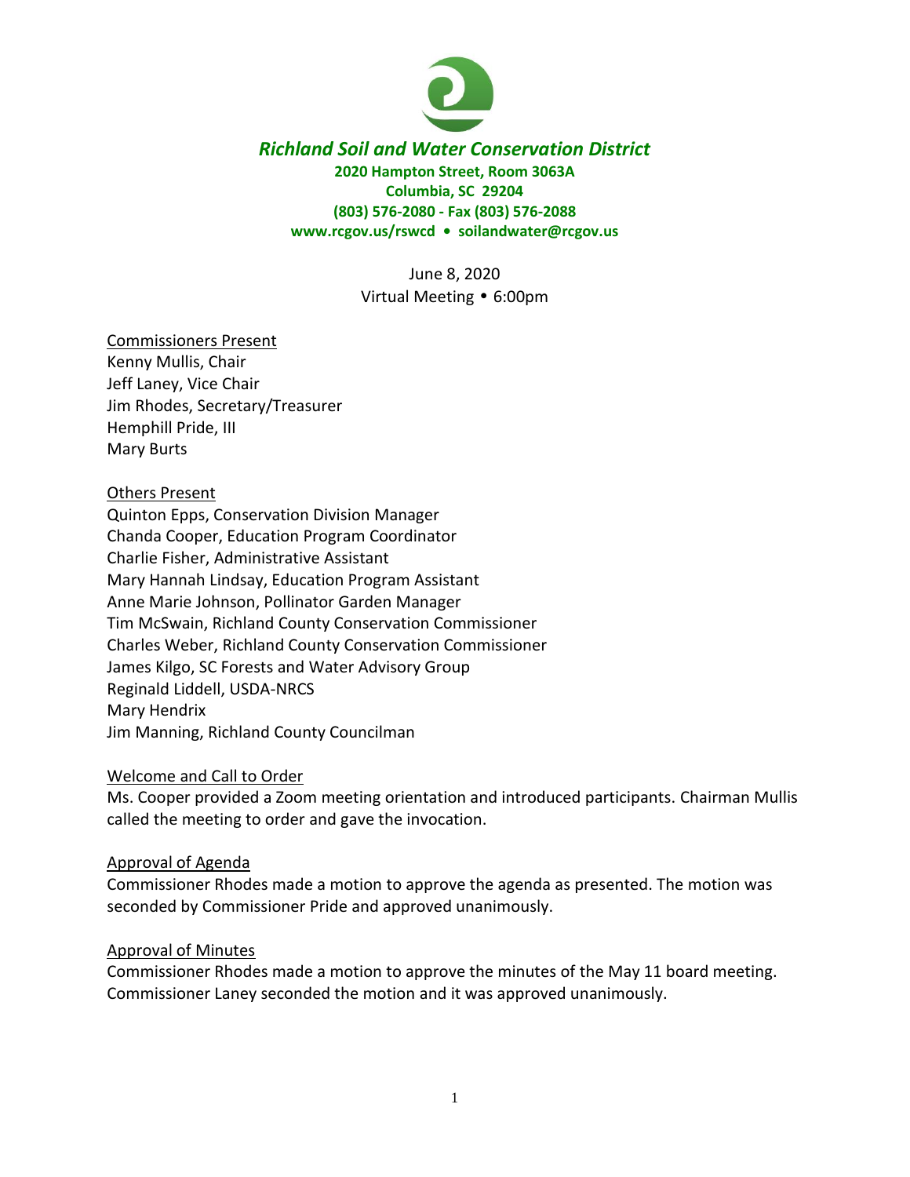# *Richland Soil and Water Conservation District*

**2020 Hampton Street, Room 3063A**
**Columbia, SC 29204**
**(803) 576-2080 - Fax (803) 576-2088**
**www.rcgov.us/rswcd • soilandwater@rcgov.us**

June 8, 2020
Virtual Meeting • 6:00pm

Commissioners Present
Kenny Mullis, Chair
Jeff Laney, Vice Chair
Jim Rhodes, Secretary/Treasurer
Hemphill Pride, III
Mary Burts

Others Present
Quinton Epps, Conservation Division Manager
Chanda Cooper, Education Program Coordinator
Charlie Fisher, Administrative Assistant
Mary Hannah Lindsay, Education Program Assistant
Anne Marie Johnson, Pollinator Garden Manager
Tim McSwain, Richland County Conservation Commissioner
Charles Weber, Richland County Conservation Commissioner
James Kilgo, SC Forests and Water Advisory Group
Reginald Liddell, USDA-NRCS
Mary Hendrix
Jim Manning, Richland County Councilman

Welcome and Call to Order
Ms. Cooper provided a Zoom meeting orientation and introduced participants. Chairman Mullis called the meeting to order and gave the invocation.

Approval of Agenda
Commissioner Rhodes made a motion to approve the agenda as presented. The motion was seconded by Commissioner Pride and approved unanimously.

Approval of Minutes
Commissioner Rhodes made a motion to approve the minutes of the May 11 board meeting. Commissioner Laney seconded the motion and it was approved unanimously.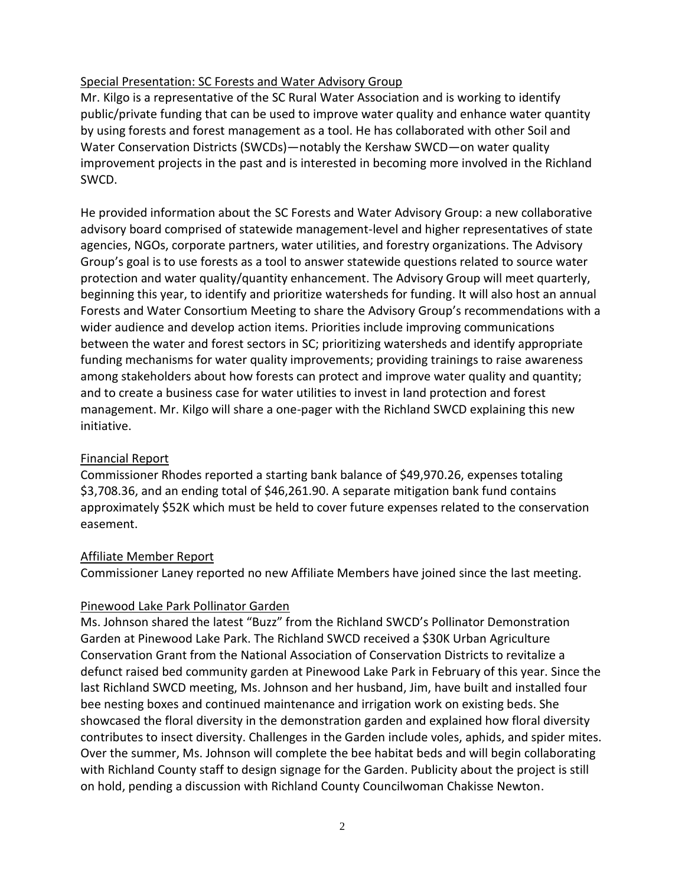Special Presentation: SC Forests and Water Advisory Group

Mr. Kilgo is a representative of the SC Rural Water Association and is working to identify public/private funding that can be used to improve water quality and enhance water quantity by using forests and forest management as a tool. He has collaborated with other Soil and Water Conservation Districts (SWCDs)—notably the Kershaw SWCD—on water quality improvement projects in the past and is interested in becoming more involved in the Richland SWCD.

He provided information about the SC Forests and Water Advisory Group: a new collaborative advisory board comprised of statewide management-level and higher representatives of state agencies, NGOs, corporate partners, water utilities, and forestry organizations. The Advisory Group's goal is to use forests as a tool to answer statewide questions related to source water protection and water quality/quantity enhancement. The Advisory Group will meet quarterly, beginning this year, to identify and prioritize watersheds for funding. It will also host an annual Forests and Water Consortium Meeting to share the Advisory Group's recommendations with a wider audience and develop action items. Priorities include improving communications between the water and forest sectors in SC; prioritizing watersheds and identify appropriate funding mechanisms for water quality improvements; providing trainings to raise awareness among stakeholders about how forests can protect and improve water quality and quantity; and to create a business case for water utilities to invest in land protection and forest management. Mr. Kilgo will share a one-pager with the Richland SWCD explaining this new initiative.

Financial Report

Commissioner Rhodes reported a starting bank balance of $49,970.26, expenses totaling $3,708.36, and an ending total of $46,261.90. A separate mitigation bank fund contains approximately $52K which must be held to cover future expenses related to the conservation easement.

Affiliate Member Report

Commissioner Laney reported no new Affiliate Members have joined since the last meeting.

Pinewood Lake Park Pollinator Garden

Ms. Johnson shared the latest "Buzz" from the Richland SWCD's Pollinator Demonstration Garden at Pinewood Lake Park. The Richland SWCD received a $30K Urban Agriculture Conservation Grant from the National Association of Conservation Districts to revitalize a defunct raised bed community garden at Pinewood Lake Park in February of this year. Since the last Richland SWCD meeting, Ms. Johnson and her husband, Jim, have built and installed four bee nesting boxes and continued maintenance and irrigation work on existing beds. She showcased the floral diversity in the demonstration garden and explained how floral diversity contributes to insect diversity. Challenges in the Garden include voles, aphids, and spider mites. Over the summer, Ms. Johnson will complete the bee habitat beds and will begin collaborating with Richland County staff to design signage for the Garden. Publicity about the project is still on hold, pending a discussion with Richland County Councilwoman Chakisse Newton.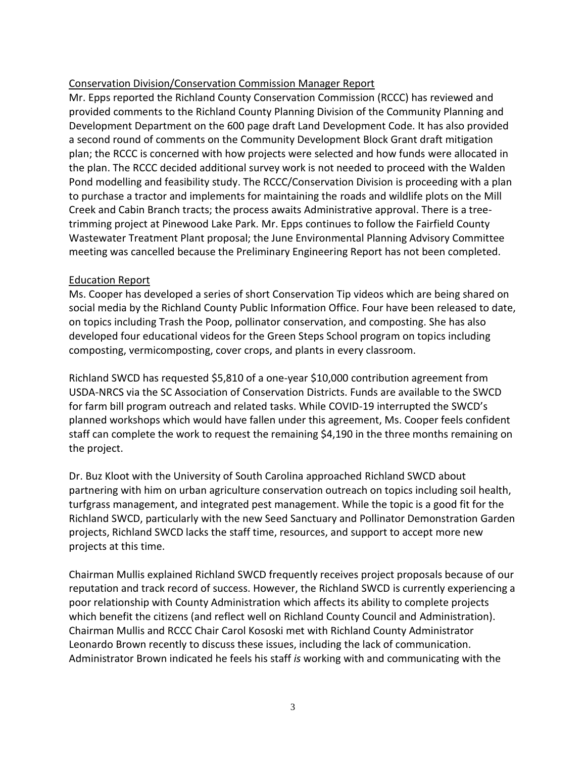Conservation Division/Conservation Commission Manager Report

Mr. Epps reported the Richland County Conservation Commission (RCCC) has reviewed and provided comments to the Richland County Planning Division of the Community Planning and Development Department on the 600 page draft Land Development Code. It has also provided a second round of comments on the Community Development Block Grant draft mitigation plan; the RCCC is concerned with how projects were selected and how funds were allocated in the plan. The RCCC decided additional survey work is not needed to proceed with the Walden Pond modelling and feasibility study. The RCCC/Conservation Division is proceeding with a plan to purchase a tractor and implements for maintaining the roads and wildlife plots on the Mill Creek and Cabin Branch tracts; the process awaits Administrative approval. There is a tree-trimming project at Pinewood Lake Park. Mr. Epps continues to follow the Fairfield County Wastewater Treatment Plant proposal; the June Environmental Planning Advisory Committee meeting was cancelled because the Preliminary Engineering Report has not been completed.

Education Report

Ms. Cooper has developed a series of short Conservation Tip videos which are being shared on social media by the Richland County Public Information Office. Four have been released to date, on topics including Trash the Poop, pollinator conservation, and composting. She has also developed four educational videos for the Green Steps School program on topics including composting, vermicomposting, cover crops, and plants in every classroom.

Richland SWCD has requested $5,810 of a one-year $10,000 contribution agreement from USDA-NRCS via the SC Association of Conservation Districts. Funds are available to the SWCD for farm bill program outreach and related tasks. While COVID-19 interrupted the SWCD's planned workshops which would have fallen under this agreement, Ms. Cooper feels confident staff can complete the work to request the remaining $4,190 in the three months remaining on the project.

Dr. Buz Kloot with the University of South Carolina approached Richland SWCD about partnering with him on urban agriculture conservation outreach on topics including soil health, turfgrass management, and integrated pest management. While the topic is a good fit for the Richland SWCD, particularly with the new Seed Sanctuary and Pollinator Demonstration Garden projects, Richland SWCD lacks the staff time, resources, and support to accept more new projects at this time.

Chairman Mullis explained Richland SWCD frequently receives project proposals because of our reputation and track record of success. However, the Richland SWCD is currently experiencing a poor relationship with County Administration which affects its ability to complete projects which benefit the citizens (and reflect well on Richland County Council and Administration). Chairman Mullis and RCCC Chair Carol Kososki met with Richland County Administrator Leonardo Brown recently to discuss these issues, including the lack of communication. Administrator Brown indicated he feels his staff *is* working with and communicating with the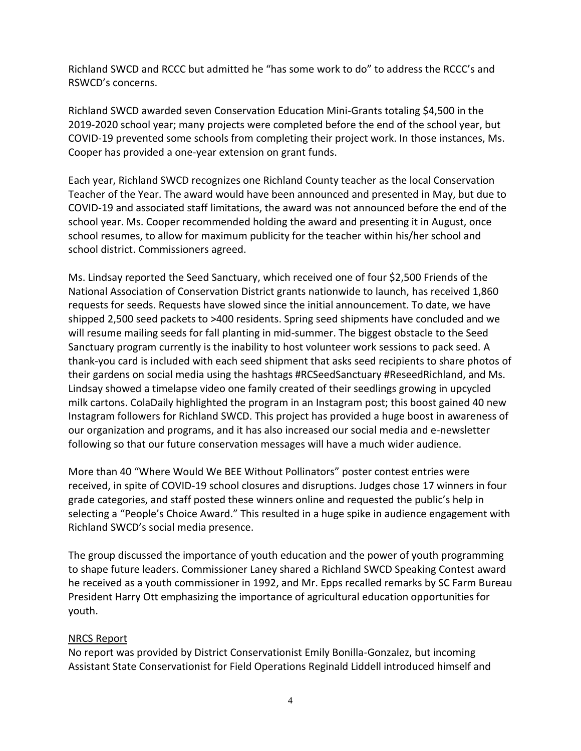Richland SWCD and RCCC but admitted he "has some work to do" to address the RCCC's and RSWCD's concerns.

Richland SWCD awarded seven Conservation Education Mini-Grants totaling $4,500 in the 2019-2020 school year; many projects were completed before the end of the school year, but COVID-19 prevented some schools from completing their project work. In those instances, Ms. Cooper has provided a one-year extension on grant funds.

Each year, Richland SWCD recognizes one Richland County teacher as the local Conservation Teacher of the Year. The award would have been announced and presented in May, but due to COVID-19 and associated staff limitations, the award was not announced before the end of the school year. Ms. Cooper recommended holding the award and presenting it in August, once school resumes, to allow for maximum publicity for the teacher within his/her school and school district. Commissioners agreed.

Ms. Lindsay reported the Seed Sanctuary, which received one of four $2,500 Friends of the National Association of Conservation District grants nationwide to launch, has received 1,860 requests for seeds. Requests have slowed since the initial announcement. To date, we have shipped 2,500 seed packets to >400 residents. Spring seed shipments have concluded and we will resume mailing seeds for fall planting in mid-summer. The biggest obstacle to the Seed Sanctuary program currently is the inability to host volunteer work sessions to pack seed. A thank-you card is included with each seed shipment that asks seed recipients to share photos of their gardens on social media using the hashtags #RCSeedSanctuary #ReseedRichland, and Ms. Lindsay showed a timelapse video one family created of their seedlings growing in upcycled milk cartons. ColaDaily highlighted the program in an Instagram post; this boost gained 40 new Instagram followers for Richland SWCD. This project has provided a huge boost in awareness of our organization and programs, and it has also increased our social media and e-newsletter following so that our future conservation messages will have a much wider audience.

More than 40 "Where Would We BEE Without Pollinators" poster contest entries were received, in spite of COVID-19 school closures and disruptions. Judges chose 17 winners in four grade categories, and staff posted these winners online and requested the public's help in selecting a "People's Choice Award." This resulted in a huge spike in audience engagement with Richland SWCD's social media presence.

The group discussed the importance of youth education and the power of youth programming to shape future leaders. Commissioner Laney shared a Richland SWCD Speaking Contest award he received as a youth commissioner in 1992, and Mr. Epps recalled remarks by SC Farm Bureau President Harry Ott emphasizing the importance of agricultural education opportunities for youth.

NRCS Report

No report was provided by District Conservationist Emily Bonilla-Gonzalez, but incoming Assistant State Conservationist for Field Operations Reginald Liddell introduced himself and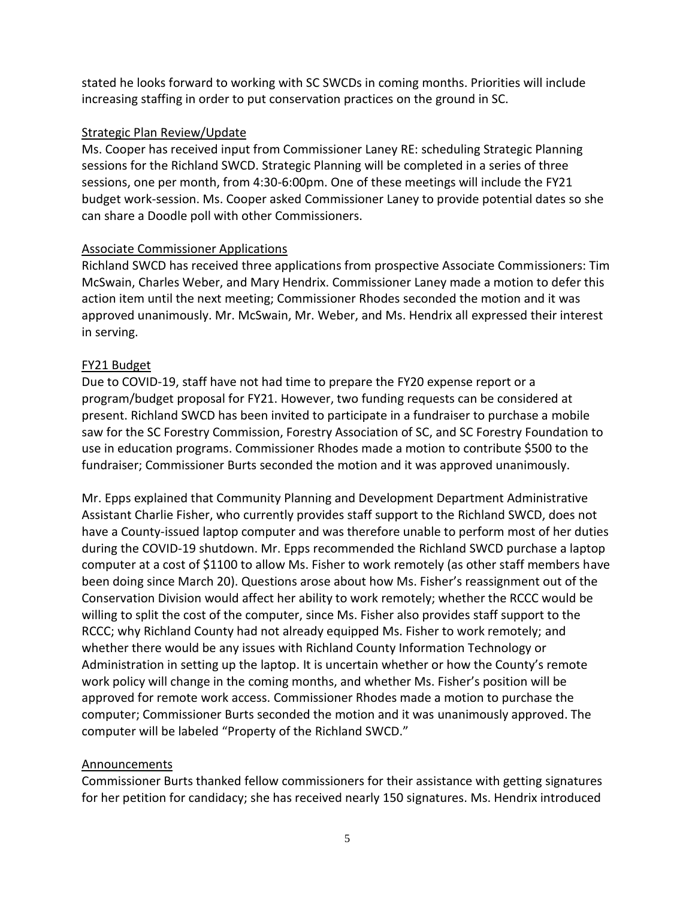stated he looks forward to working with SC SWCDs in coming months. Priorities will include increasing staffing in order to put conservation practices on the ground in SC.

<u>Strategic Plan Review/Update</u>

Ms. Cooper has received input from Commissioner Laney RE: scheduling Strategic Planning sessions for the Richland SWCD. Strategic Planning will be completed in a series of three sessions, one per month, from 4:30-6:00pm. One of these meetings will include the FY21 budget work-session. Ms. Cooper asked Commissioner Laney to provide potential dates so she can share a Doodle poll with other Commissioners.

<u>Associate Commissioner Applications</u>

Richland SWCD has received three applications from prospective Associate Commissioners: Tim McSwain, Charles Weber, and Mary Hendrix. Commissioner Laney made a motion to defer this action item until the next meeting; Commissioner Rhodes seconded the motion and it was approved unanimously. Mr. McSwain, Mr. Weber, and Ms. Hendrix all expressed their interest in serving.

<u>FY21 Budget</u>

Due to COVID-19, staff have not had time to prepare the FY20 expense report or a program/budget proposal for FY21. However, two funding requests can be considered at present. Richland SWCD has been invited to participate in a fundraiser to purchase a mobile saw for the SC Forestry Commission, Forestry Association of SC, and SC Forestry Foundation to use in education programs. Commissioner Rhodes made a motion to contribute $500 to the fundraiser; Commissioner Burts seconded the motion and it was approved unanimously.

Mr. Epps explained that Community Planning and Development Department Administrative Assistant Charlie Fisher, who currently provides staff support to the Richland SWCD, does not have a County-issued laptop computer and was therefore unable to perform most of her duties during the COVID-19 shutdown. Mr. Epps recommended the Richland SWCD purchase a laptop computer at a cost of $1100 to allow Ms. Fisher to work remotely (as other staff members have been doing since March 20). Questions arose about how Ms. Fisher's reassignment out of the Conservation Division would affect her ability to work remotely; whether the RCCC would be willing to split the cost of the computer, since Ms. Fisher also provides staff support to the RCCC; why Richland County had not already equipped Ms. Fisher to work remotely; and whether there would be any issues with Richland County Information Technology or Administration in setting up the laptop. It is uncertain whether or how the County's remote work policy will change in the coming months, and whether Ms. Fisher's position will be approved for remote work access. Commissioner Rhodes made a motion to purchase the computer; Commissioner Burts seconded the motion and it was unanimously approved. The computer will be labeled "Property of the Richland SWCD."

<u>Announcements</u>

Commissioner Burts thanked fellow commissioners for their assistance with getting signatures for her petition for candidacy; she has received nearly 150 signatures. Ms. Hendrix introduced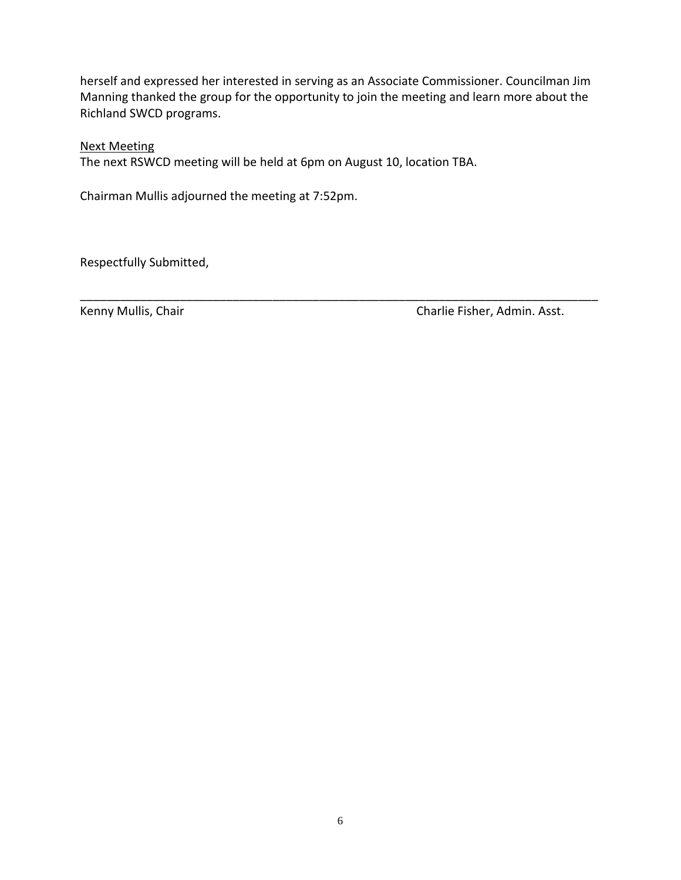herself and expressed her interested in serving as an Associate Commissioner. Councilman Jim Manning thanked the group for the opportunity to join the meeting and learn more about the Richland SWCD programs.

Next Meeting

The next RSWCD meeting will be held at 6pm on August 10, location TBA.

Chairman Mullis adjourned the meeting at 7:52pm.

Respectfully Submitted,

_______________________________________________________________________________

Kenny Mullis, Chair                                                                                    Charlie Fisher, Admin. Asst.